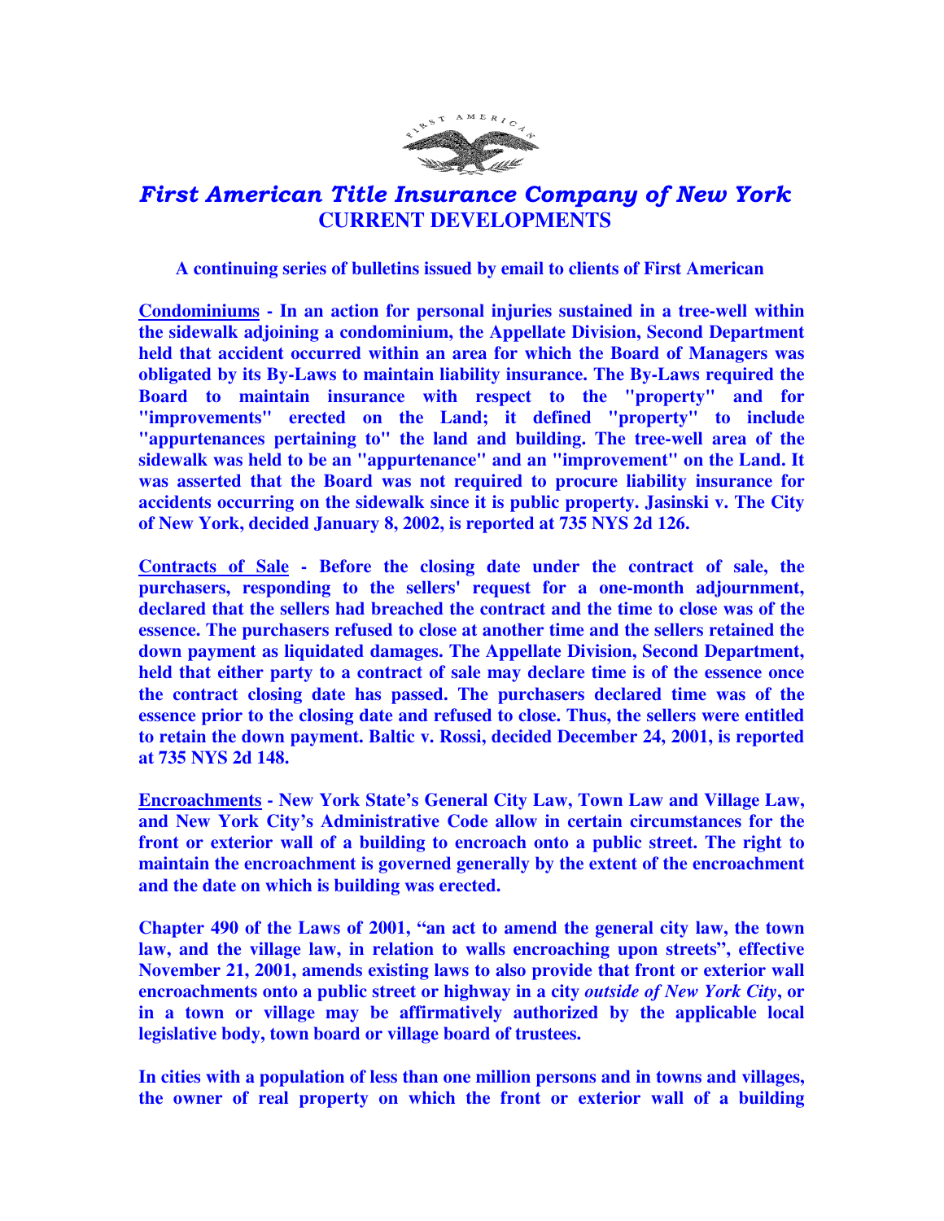# *First American Title Insurance Company of New York*
## CURRENT DEVELOPMENTS

**A continuing series of bulletins issued by email to clients of First American**

**<u>Condominiums</u> - In an action for personal injuries sustained in a tree-well within the sidewalk adjoining a condominium, the Appellate Division, Second Department held that accident occurred within an area for which the Board of Managers was obligated by its By-Laws to maintain liability insurance. The By-Laws required the Board to maintain insurance with respect to the "property" and for "improvements" erected on the Land; it defined "property" to include "appurtenances pertaining to" the land and building. The tree-well area of the sidewalk was held to be an "appurtenance" and an "improvement" on the Land. It was asserted that the Board was not required to procure liability insurance for accidents occurring on the sidewalk since it is public property. Jasinski v. The City of New York, decided January 8, 2002, is reported at 735 NYS 2d 126.**

**<u>Contracts of Sale</u> - Before the closing date under the contract of sale, the purchasers, responding to the sellers' request for a one-month adjournment, declared that the sellers had breached the contract and the time to close was of the essence. The purchasers refused to close at another time and the sellers retained the down payment as liquidated damages. The Appellate Division, Second Department, held that either party to a contract of sale may declare time is of the essence once the contract closing date has passed. The purchasers declared time was of the essence prior to the closing date and refused to close. Thus, the sellers were entitled to retain the down payment. Baltic v. Rossi, decided December 24, 2001, is reported at 735 NYS 2d 148.**

**<u>Encroachments</u> - New York State's General City Law, Town Law and Village Law, and New York City's Administrative Code allow in certain circumstances for the front or exterior wall of a building to encroach onto a public street. The right to maintain the encroachment is governed generally by the extent of the encroachment and the date on which is building was erected.**

**Chapter 490 of the Laws of 2001, "an act to amend the general city law, the town law, and the village law, in relation to walls encroaching upon streets", effective November 21, 2001, amends existing laws to also provide that front or exterior wall encroachments onto a public street or highway in a city *outside of New York City*, or in a town or village may be affirmatively authorized by the applicable local legislative body, town board or village board of trustees.**

**In cities with a population of less than one million persons and in towns and villages, the owner of real property on which the front or exterior wall of a building**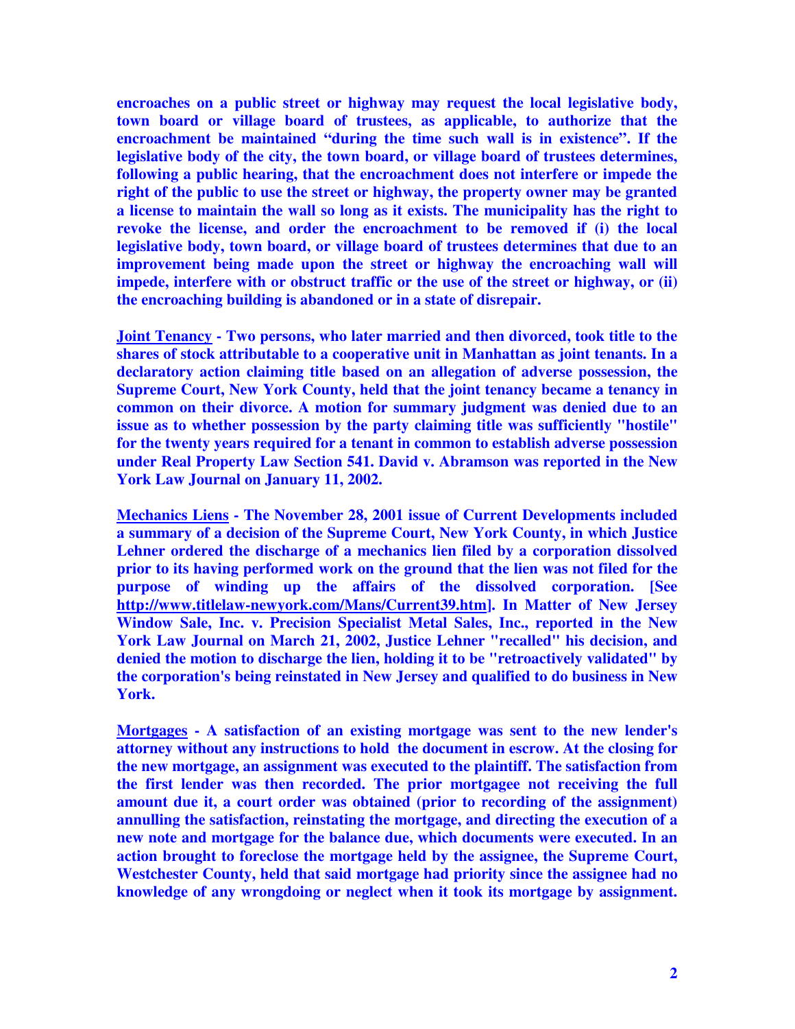**encroaches on a public street or highway may request the local legislative body, town board or village board of trustees, as applicable, to authorize that the encroachment be maintained "during the time such wall is in existence". If the legislative body of the city, the town board, or village board of trustees determines, following a public hearing, that the encroachment does not interfere or impede the right of the public to use the street or highway, the property owner may be granted a license to maintain the wall so long as it exists. The municipality has the right to revoke the license, and order the encroachment to be removed if (i) the local legislative body, town board, or village board of trustees determines that due to an improvement being made upon the street or highway the encroaching wall will impede, interfere with or obstruct traffic or the use of the street or highway, or (ii) the encroaching building is abandoned or in a state of disrepair.**

**<u>Joint Tenancy</u> - Two persons, who later married and then divorced, took title to the shares of stock attributable to a cooperative unit in Manhattan as joint tenants. In a declaratory action claiming title based on an allegation of adverse possession, the Supreme Court, New York County, held that the joint tenancy became a tenancy in common on their divorce. A motion for summary judgment was denied due to an issue as to whether possession by the party claiming title was sufficiently "hostile" for the twenty years required for a tenant in common to establish adverse possession under Real Property Law Section 541. David v. Abramson was reported in the New York Law Journal on January 11, 2002.**

**<u>Mechanics Liens</u> - The November 28, 2001 issue of Current Developments included a summary of a decision of the Supreme Court, New York County, in which Justice Lehner ordered the discharge of a mechanics lien filed by a corporation dissolved prior to its having performed work on the ground that the lien was not filed for the purpose of winding up the affairs of the dissolved corporation. [See http://www.titlelaw-newyork.com/Mans/Current39.htm]. In Matter of New Jersey Window Sale, Inc. v. Precision Specialist Metal Sales, Inc., reported in the New York Law Journal on March 21, 2002, Justice Lehner "recalled" his decision, and denied the motion to discharge the lien, holding it to be "retroactively validated" by the corporation's being reinstated in New Jersey and qualified to do business in New York.**

**<u>Mortgages</u> - A satisfaction of an existing mortgage was sent to the new lender's attorney without any instructions to hold the document in escrow. At the closing for the new mortgage, an assignment was executed to the plaintiff. The satisfaction from the first lender was then recorded. The prior mortgagee not receiving the full amount due it, a court order was obtained (prior to recording of the assignment) annulling the satisfaction, reinstating the mortgage, and directing the execution of a new note and mortgage for the balance due, which documents were executed. In an action brought to foreclose the mortgage held by the assignee, the Supreme Court, Westchester County, held that said mortgage had priority since the assignee had no knowledge of any wrongdoing or neglect when it took its mortgage by assignment.**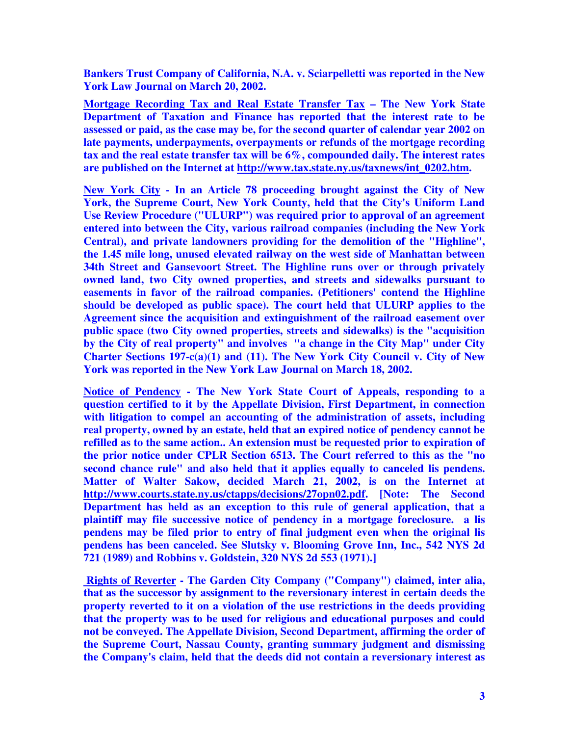**Bankers Trust Company of California, N.A. v. Sciarpelletti was reported in the New York Law Journal on March 20, 2002.**

**<u>Mortgage Recording Tax and Real Estate Transfer Tax</u> – The New York State Department of Taxation and Finance has reported that the interest rate to be assessed or paid, as the case may be, for the second quarter of calendar year 2002 on late payments, underpayments, overpayments or refunds of the mortgage recording tax and the real estate transfer tax will be 6%, compounded daily. The interest rates are published on the Internet at <u>http://www.tax.state.ny.us/taxnews/int_0202.htm</u>.**

**<u>New York City</u> - In an Article 78 proceeding brought against the City of New York, the Supreme Court, New York County, held that the City's Uniform Land Use Review Procedure ("ULURP") was required prior to approval of an agreement entered into between the City, various railroad companies (including the New York Central), and private landowners providing for the demolition of the "Highline", the 1.45 mile long, unused elevated railway on the west side of Manhattan between 34th Street and Gansevoort Street. The Highline runs over or through privately owned land, two City owned properties, and streets and sidewalks pursuant to easements in favor of the railroad companies. (Petitioners' contend the Highline should be developed as public space). The court held that ULURP applies to the Agreement since the acquisition and extinguishment of the railroad easement over public space (two City owned properties, streets and sidewalks) is the "acquisition by the City of real property" and involves "a change in the City Map" under City Charter Sections 197-c(a)(1) and (11). The New York City Council v. City of New York was reported in the New York Law Journal on March 18, 2002.**

**<u>Notice of Pendency</u> - The New York State Court of Appeals, responding to a question certified to it by the Appellate Division, First Department, in connection with litigation to compel an accounting of the administration of assets, including real property, owned by an estate, held that an expired notice of pendency cannot be refilled as to the same action.. An extension must be requested prior to expiration of the prior notice under CPLR Section 6513. The Court referred to this as the "no second chance rule" and also held that it applies equally to canceled lis pendens. Matter of Walter Sakow, decided March 21, 2002, is on the Internet at <u>http://www.courts.state.ny.us/ctapps/decisions/27opn02.pdf</u>. [Note: The Second Department has held as an exception to this rule of general application, that a plaintiff may file successive notice of pendency in a mortgage foreclosure. a lis pendens may be filed prior to entry of final judgment even when the original lis pendens has been canceled. See Slutsky v. Blooming Grove Inn, Inc., 542 NYS 2d 721 (1989) and Robbins v. Goldstein, 320 NYS 2d 553 (1971).]**

**<u>Rights of Reverter</u> - The Garden City Company ("Company") claimed, inter alia, that as the successor by assignment to the reversionary interest in certain deeds the property reverted to it on a violation of the use restrictions in the deeds providing that the property was to be used for religious and educational purposes and could not be conveyed. The Appellate Division, Second Department, affirming the order of the Supreme Court, Nassau County, granting summary judgment and dismissing the Company's claim, held that the deeds did not contain a reversionary interest as**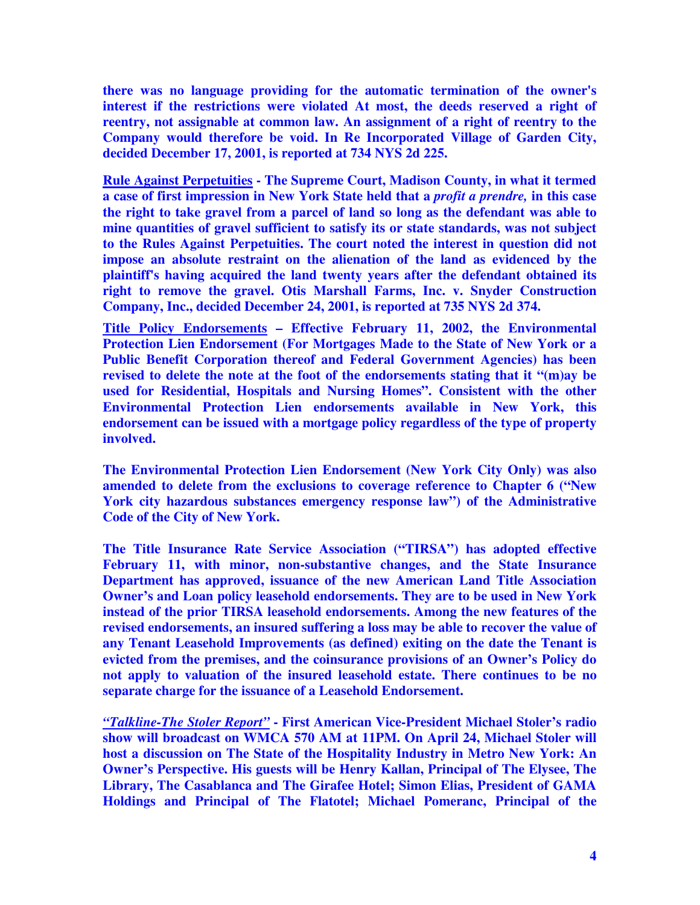**there was no language providing for the automatic termination of the owner's interest if the restrictions were violated At most, the deeds reserved a right of reentry, not assignable at common law. An assignment of a right of reentry to the Company would therefore be void. In Re Incorporated Village of Garden City, decided December 17, 2001, is reported at 734 NYS 2d 225.**

**<u>Rule Against Perpetuities</u> - The Supreme Court, Madison County, in what it termed a case of first impression in New York State held that a *profit a prendre,* in this case the right to take gravel from a parcel of land so long as the defendant was able to mine quantities of gravel sufficient to satisfy its or state standards, was not subject to the Rules Against Perpetuities. The court noted the interest in question did not impose an absolute restraint on the alienation of the land as evidenced by the plaintiff's having acquired the land twenty years after the defendant obtained its right to remove the gravel. Otis Marshall Farms, Inc. v. Snyder Construction Company, Inc., decided December 24, 2001, is reported at 735 NYS 2d 374.**

**<u>Title Policy Endorsements</u> – Effective February 11, 2002, the Environmental Protection Lien Endorsement (For Mortgages Made to the State of New York or a Public Benefit Corporation thereof and Federal Government Agencies) has been revised to delete the note at the foot of the endorsements stating that it "(m)ay be used for Residential, Hospitals and Nursing Homes". Consistent with the other Environmental Protection Lien endorsements available in New York, this endorsement can be issued with a mortgage policy regardless of the type of property involved.**

**The Environmental Protection Lien Endorsement (New York City Only) was also amended to delete from the exclusions to coverage reference to Chapter 6 ("New York city hazardous substances emergency response law") of the Administrative Code of the City of New York.**

**The Title Insurance Rate Service Association ("TIRSA") has adopted effective February 11, with minor, non-substantive changes, and the State Insurance Department has approved, issuance of the new American Land Title Association Owner's and Loan policy leasehold endorsements. They are to be used in New York instead of the prior TIRSA leasehold endorsements. Among the new features of the revised endorsements, an insured suffering a loss may be able to recover the value of any Tenant Leasehold Improvements (as defined) exiting on the date the Tenant is evicted from the premises, and the coinsurance provisions of an Owner's Policy do not apply to valuation of the insured leasehold estate. There continues to be no separate charge for the issuance of a Leasehold Endorsement.**

***<u>"Talkline-The Stoler Report"</u>* - First American Vice-President Michael Stoler's radio show will broadcast on WMCA 570 AM at 11PM. On April 24, Michael Stoler will host a discussion on The State of the Hospitality Industry in Metro New York: An Owner's Perspective. His guests will be Henry Kallan, Principal of The Elysee, The Library, The Casablanca and The Girafee Hotel; Simon Elias, President of GAMA Holdings and Principal of The Flatotel; Michael Pomeranc, Principal of the**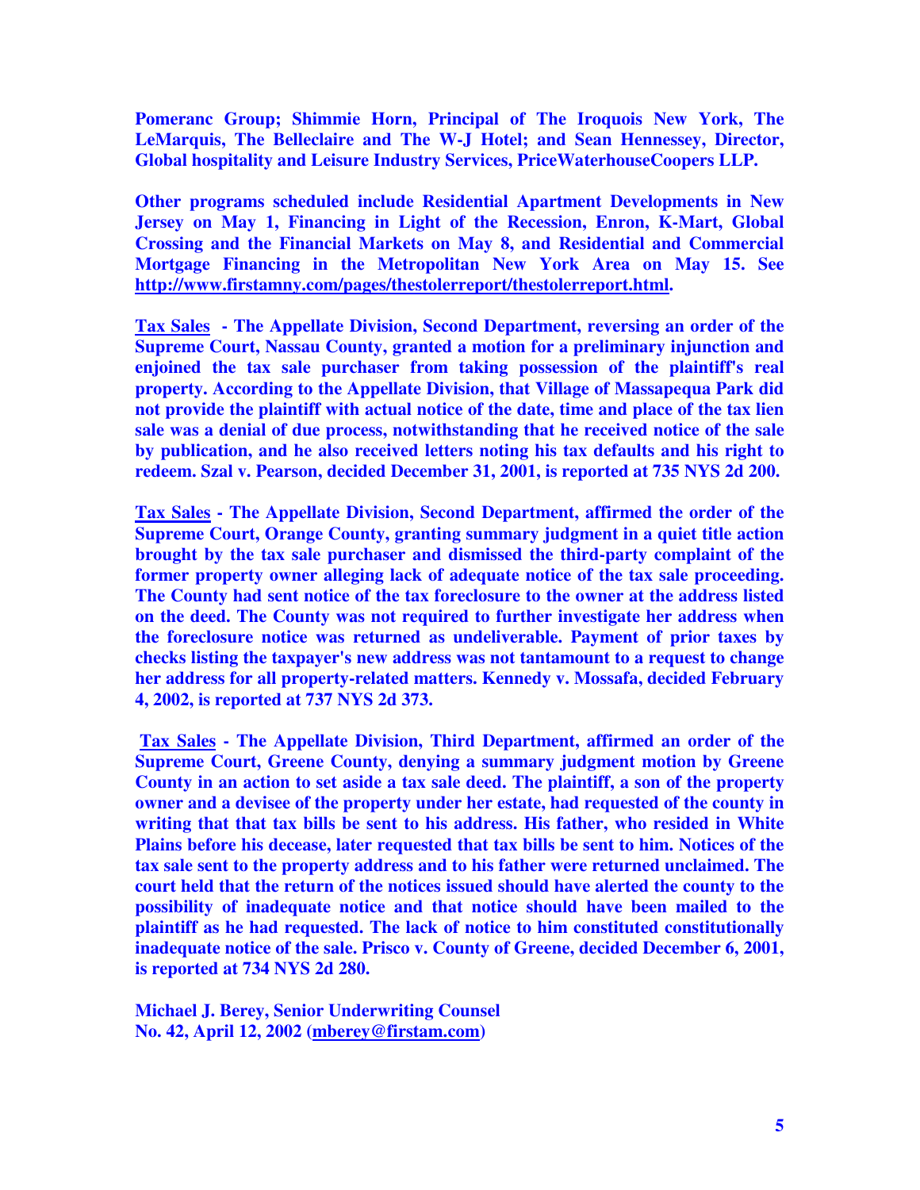**Pomeranc Group; Shimmie Horn, Principal of The Iroquois New York, The LeMarquis, The Belleclaire and The W-J Hotel; and Sean Hennessey, Director, Global hospitality and Leisure Industry Services, PriceWaterhouseCoopers LLP.**

**Other programs scheduled include Residential Apartment Developments in New Jersey on May 1, Financing in Light of the Recession, Enron, K-Mart, Global Crossing and the Financial Markets on May 8, and Residential and Commercial Mortgage Financing in the Metropolitan New York Area on May 15. See http://www.firstamny.com/pages/thestolerreport/thestolerreport.html.**

**Tax Sales - The Appellate Division, Second Department, reversing an order of the Supreme Court, Nassau County, granted a motion for a preliminary injunction and enjoined the tax sale purchaser from taking possession of the plaintiff's real property. According to the Appellate Division, that Village of Massapequa Park did not provide the plaintiff with actual notice of the date, time and place of the tax lien sale was a denial of due process, notwithstanding that he received notice of the sale by publication, and he also received letters noting his tax defaults and his right to redeem. Szal v. Pearson, decided December 31, 2001, is reported at 735 NYS 2d 200.**

**Tax Sales - The Appellate Division, Second Department, affirmed the order of the Supreme Court, Orange County, granting summary judgment in a quiet title action brought by the tax sale purchaser and dismissed the third-party complaint of the former property owner alleging lack of adequate notice of the tax sale proceeding. The County had sent notice of the tax foreclosure to the owner at the address listed on the deed. The County was not required to further investigate her address when the foreclosure notice was returned as undeliverable. Payment of prior taxes by checks listing the taxpayer's new address was not tantamount to a request to change her address for all property-related matters. Kennedy v. Mossafa, decided February 4, 2002, is reported at 737 NYS 2d 373.**

**Tax Sales - The Appellate Division, Third Department, affirmed an order of the Supreme Court, Greene County, denying a summary judgment motion by Greene County in an action to set aside a tax sale deed. The plaintiff, a son of the property owner and a devisee of the property under her estate, had requested of the county in writing that that tax bills be sent to his address. His father, who resided in White Plains before his decease, later requested that tax bills be sent to him. Notices of the tax sale sent to the property address and to his father were returned unclaimed. The court held that the return of the notices issued should have alerted the county to the possibility of inadequate notice and that notice should have been mailed to the plaintiff as he had requested. The lack of notice to him constituted constitutionally inadequate notice of the sale. Prisco v. County of Greene, decided December 6, 2001, is reported at 734 NYS 2d 280.**

**Michael J. Berey, Senior Underwriting Counsel**
**No. 42, April 12, 2002 (mberey@firstam.com)**